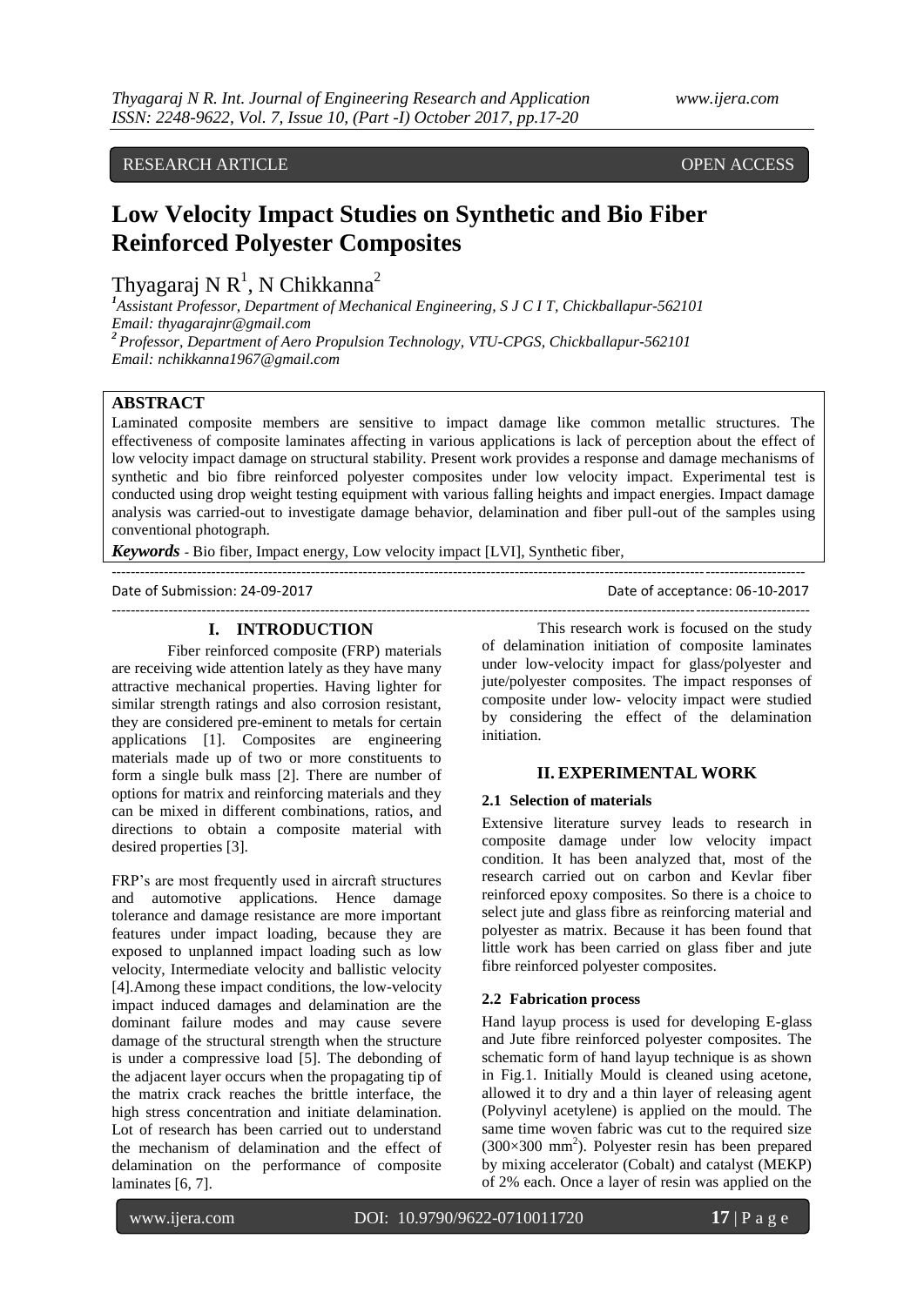RESEARCH ARTICLE OPEN ACCESS

# Low Velocity Impact Studies on Synthetic and Bio Fiber Reinforced Polyester Composites

Thyagaraj N R[1], N Chikkanna[2]

[1]Assistant Professor, Department of Mechanical Engineering, S J C I T, Chickballapur-562101
Email: thyagarajnr@gmail.com
[2]Professor, Department of Aero Propulsion Technology, VTU-CPGS, Chickballapur-562101
Email: nchikkanna1967@gmail.com

## ABSTRACT

Laminated composite members are sensitive to impact damage like common metallic structures. The effectiveness of composite laminates affecting in various applications is lack of perception about the effect of low velocity impact damage on structural stability. Present work provides a response and damage mechanisms of synthetic and bio fibre reinforced polyester composites under low velocity impact. Experimental test is conducted using drop weight testing equipment with various falling heights and impact energies. Impact damage analysis was carried-out to investigate damage behavior, delamination and fiber pull-out of the samples using conventional photograph.

***Keywords*** - Bio fiber, Impact energy, Low velocity impact [LVI], Synthetic fiber,

Date of Submission: 24-09-2017 Date of acceptance: 06-10-2017

## I. INTRODUCTION

Fiber reinforced composite (FRP) materials are receiving wide attention lately as they have many attractive mechanical properties. Having lighter for similar strength ratings and also corrosion resistant, they are considered pre-eminent to metals for certain applications [1]. Composites are engineering materials made up of two or more constituents to form a single bulk mass [2]. There are number of options for matrix and reinforcing materials and they can be mixed in different combinations, ratios, and directions to obtain a composite material with desired properties [3].

FRP's are most frequently used in aircraft structures and automotive applications. Hence damage tolerance and damage resistance are more important features under impact loading, because they are exposed to unplanned impact loading such as low velocity, Intermediate velocity and ballistic velocity [4].Among these impact conditions, the low-velocity impact induced damages and delamination are the dominant failure modes and may cause severe damage of the structural strength when the structure is under a compressive load [5]. The debonding of the adjacent layer occurs when the propagating tip of the matrix crack reaches the brittle interface, the high stress concentration and initiate delamination. Lot of research has been carried out to understand the mechanism of delamination and the effect of delamination on the performance of composite laminates [6, 7].

This research work is focused on the study of delamination initiation of composite laminates under low-velocity impact for glass/polyester and jute/polyester composites. The impact responses of composite under low- velocity impact were studied by considering the effect of the delamination initiation.

## II. EXPERIMENTAL WORK

### 2.1 Selection of materials

Extensive literature survey leads to research in composite damage under low velocity impact condition. It has been analyzed that, most of the research carried out on carbon and Kevlar fiber reinforced epoxy composites. So there is a choice to select jute and glass fibre as reinforcing material and polyester as matrix. Because it has been found that little work has been carried on glass fiber and jute fibre reinforced polyester composites.

### 2.2 Fabrication process

Hand layup process is used for developing E-glass and Jute fibre reinforced polyester composites. The schematic form of hand layup technique is as shown in Fig.1. Initially Mould is cleaned using acetone, allowed it to dry and a thin layer of releasing agent (Polyvinyl acetylene) is applied on the mould. The same time woven fabric was cut to the required size ($300\times300$ mm$^2$). Polyester resin has been prepared by mixing accelerator (Cobalt) and catalyst (MEKP) of 2% each. Once a layer of resin was applied on the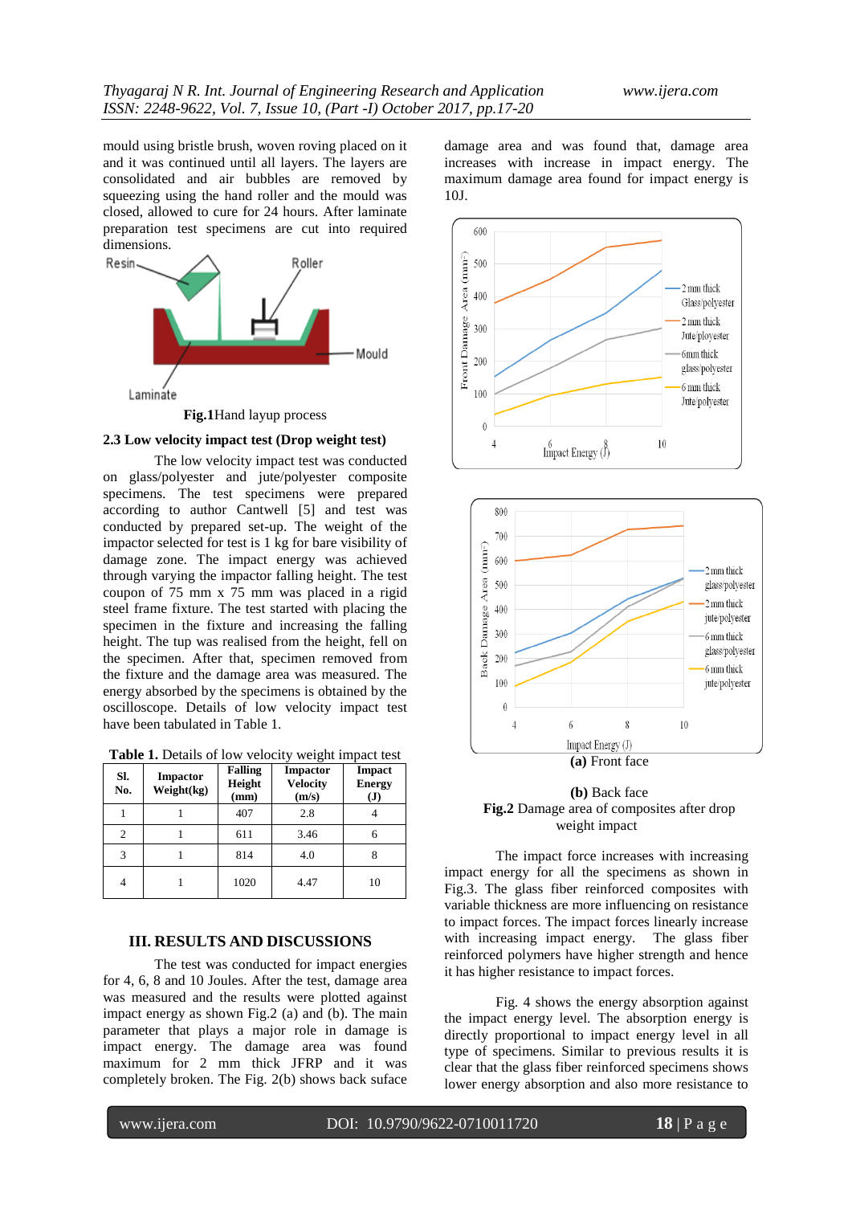mould using bristle brush, woven roving placed on it and it was continued until all layers. The layers are consolidated and air bubbles are removed by squeezing using the hand roller and the mould was closed, allowed to cure for 24 hours. After laminate preparation test specimens are cut into required dimensions.

**Fig.1**Hand layup process

### 2.3 Low velocity impact test (Drop weight test)

The low velocity impact test was conducted on glass/polyester and jute/polyester composite specimens. The test specimens were prepared according to author Cantwell [5] and test was conducted by prepared set-up. The weight of the impactor selected for test is 1 kg for bare visibility of damage zone. The impact energy was achieved through varying the impactor falling height. The test coupon of 75 mm x 75 mm was placed in a rigid steel frame fixture. The test started with placing the specimen in the fixture and increasing the falling height. The tup was realised from the height, fell on the specimen. After that, specimen removed from the fixture and the damage area was measured. The energy absorbed by the specimens is obtained by the oscilloscope. Details of low velocity impact test have been tabulated in Table 1.

**Table 1.** Details of low velocity weight impact test

| Sl. No. | Impactor Weight(kg) | Falling Height (mm) | Impactor Velocity (m/s) | Impact Energy (J) |
|---|---|---|---|---|
| 1 | 1 | 407 | 2.8 | 4 |
| 2 | 1 | 611 | 3.46 | 6 |
| 3 | 1 | 814 | 4.0 | 8 |
| 4 | 1 | 1020 | 4.47 | 10 |

## III. RESULTS AND DISCUSSIONS

The test was conducted for impact energies for 4, 6, 8 and 10 Joules. After the test, damage area was measured and the results were plotted against impact energy as shown Fig.2 (a) and (b). The main parameter that plays a major role in damage is impact energy. The damage area was found maximum for 2 mm thick JFRP and it was completely broken. The Fig. 2(b) shows back suface damage area and was found that, damage area increases with increase in impact energy. The maximum damage area found for impact energy is 10J.

**(a)** Front face

**(b)** Back face

**Fig.2** Damage area of composites after drop weight impact

The impact force increases with increasing impact energy for all the specimens as shown in Fig.3. The glass fiber reinforced composites with variable thickness are more influencing on resistance to impact forces. The impact forces linearly increase with increasing impact energy. The glass fiber reinforced polymers have higher strength and hence it has higher resistance to impact forces.

Fig. 4 shows the energy absorption against the impact energy level. The absorption energy is directly proportional to impact energy level in all type of specimens. Similar to previous results it is clear that the glass fiber reinforced specimens shows lower energy absorption and also more resistance to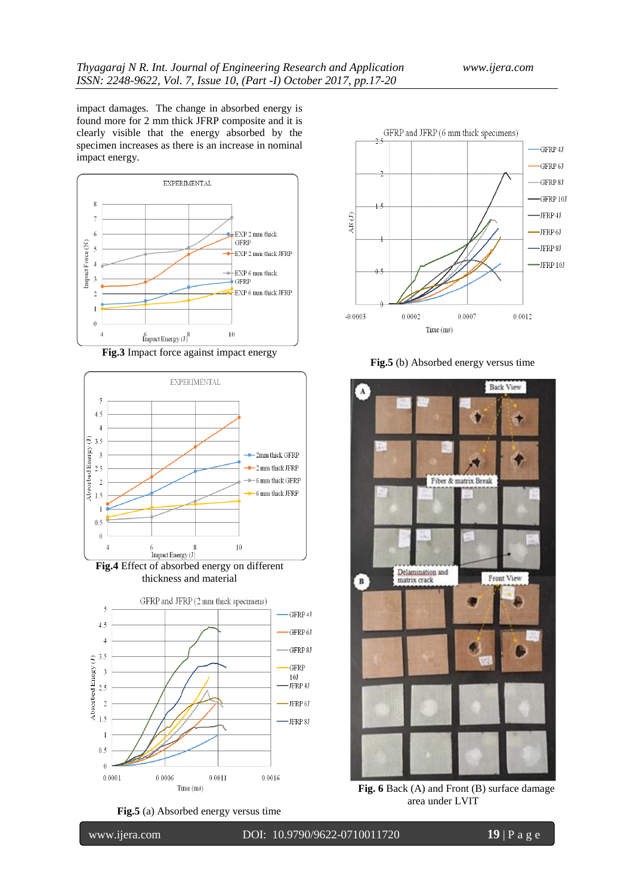impact damages. The change in absorbed energy is found more for 2 mm thick JFRP composite and it is clearly visible that the energy absorbed by the specimen increases as there is an increase in nominal impact energy.

**Fig.3** Impact force against impact energy

**Fig.4** Effect of absorbed energy on different thickness and material

**Fig.5** (a) Absorbed energy versus time

**Fig.5** (b) Absorbed energy versus time

**Fig. 6** Back (A) and Front (B) surface damage area under LVIT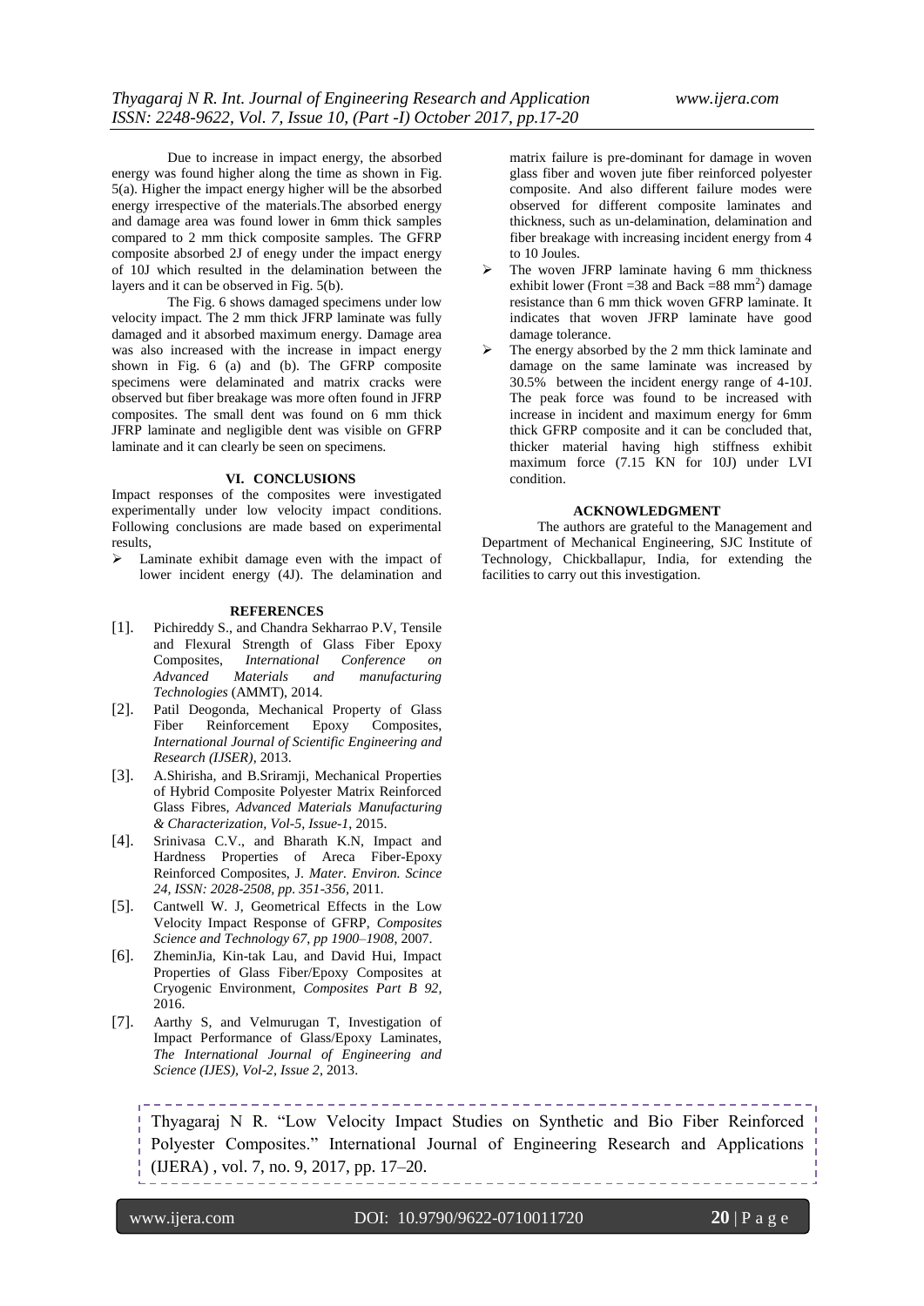Due to increase in impact energy, the absorbed energy was found higher along the time as shown in Fig. 5(a). Higher the impact energy higher will be the absorbed energy irrespective of the materials.The absorbed energy and damage area was found lower in 6mm thick samples compared to 2 mm thick composite samples. The GFRP composite absorbed 2J of enegy under the impact energy of 10J which resulted in the delamination between the layers and it can be observed in Fig. 5(b).

The Fig. 6 shows damaged specimens under low velocity impact. The 2 mm thick JFRP laminate was fully damaged and it absorbed maximum energy. Damage area was also increased with the increase in impact energy shown in Fig. 6 (a) and (b). The GFRP composite specimens were delaminated and matrix cracks were observed but fiber breakage was more often found in JFRP composites. The small dent was found on 6 mm thick JFRP laminate and negligible dent was visible on GFRP laminate and it can clearly be seen on specimens.

## VI. CONCLUSIONS

Impact responses of the composites were investigated experimentally under low velocity impact conditions. Following conclusions are made based on experimental results,

- Laminate exhibit damage even with the impact of lower incident energy (4J). The delamination and matrix failure is pre-dominant for damage in woven glass fiber and woven jute fiber reinforced polyester composite. And also different failure modes were observed for different composite laminates and thickness, such as un-delamination, delamination and fiber breakage with increasing incident energy from 4 to 10 Joules.
- The woven JFRP laminate having 6 mm thickness exhibit lower (Front =38 and Back =88 mm$^2$) damage resistance than 6 mm thick woven GFRP laminate. It indicates that woven JFRP laminate have good damage tolerance.
- The energy absorbed by the 2 mm thick laminate and damage on the same laminate was increased by 30.5% between the incident energy range of 4-10J. The peak force was found to be increased with increase in incident and maximum energy for 6mm thick GFRP composite and it can be concluded that, thicker material having high stiffness exhibit maximum force (7.15 KN for 10J) under LVI condition.

## ACKNOWLEDGMENT

The authors are grateful to the Management and Department of Mechanical Engineering, SJC Institute of Technology, Chickballapur, India, for extending the facilities to carry out this investigation.

## REFERENCES

[1]. Pichireddy S., and Chandra Sekharrao P.V, Tensile and Flexural Strength of Glass Fiber Epoxy Composites, *International Conference on Advanced Materials and manufacturing Technologies* (AMMT), 2014.

[2]. Patil Deogonda, Mechanical Property of Glass Fiber Reinforcement Epoxy Composites, *International Journal of Scientific Engineering and Research (IJSER)*, 2013.

[3]. A.Shirisha, and B.Sriramji, Mechanical Properties of Hybrid Composite Polyester Matrix Reinforced Glass Fibres, *Advanced Materials Manufacturing & Characterization, Vol-5, Issue-1*, 2015.

[4]. Srinivasa C.V., and Bharath K.N, Impact and Hardness Properties of Areca Fiber-Epoxy Reinforced Composites, J. *Mater. Environ. Scince 24, ISSN: 2028-2508, pp. 351-356*, 2011.

[5]. Cantwell W. J, Geometrical Effects in the Low Velocity Impact Response of GFRP, *Composites Science and Technology 67, pp 1900–1908*, 2007.

[6]. ZheminJia, Kin-tak Lau, and David Hui, Impact Properties of Glass Fiber/Epoxy Composites at Cryogenic Environment, *Composites Part B 92*, 2016.

[7]. Aarthy S, and Velmurugan T, Investigation of Impact Performance of Glass/Epoxy Laminates, *The International Journal of Engineering and Science (IJES), Vol-2, Issue 2*, 2013.

Thyagaraj N R. "Low Velocity Impact Studies on Synthetic and Bio Fiber Reinforced Polyester Composites." International Journal of Engineering Research and Applications (IJERA) , vol. 7, no. 9, 2017, pp. 17–20.